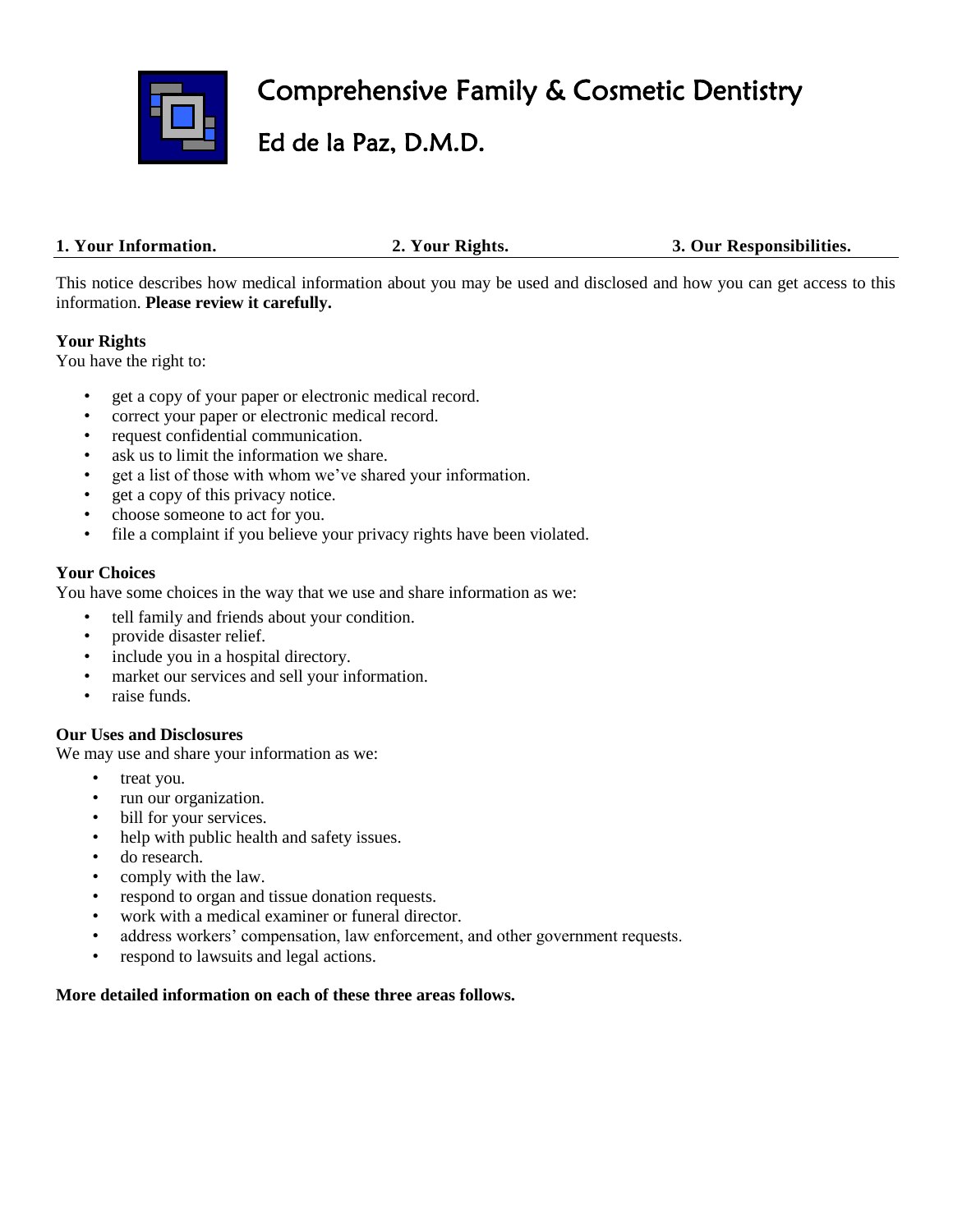# Comprehensive Family & Cosmetic Dentistry

## Ed de la Paz, D.M.D.

**1. Your Information.** **2. Your Rights.** **3. Our Responsibilities.**

---

This notice describes how medical information about you may be used and disclosed and how you can get access to this information. **Please review it carefully.**

**Your Rights**

You have the right to:

- get a copy of your paper or electronic medical record.
- correct your paper or electronic medical record.
- request confidential communication.
- ask us to limit the information we share.
- get a list of those with whom we've shared your information.
- get a copy of this privacy notice.
- choose someone to act for you.
- file a complaint if you believe your privacy rights have been violated.

**Your Choices**

You have some choices in the way that we use and share information as we:

- tell family and friends about your condition.
- provide disaster relief.
- include you in a hospital directory.
- market our services and sell your information.
- raise funds.

**Our Uses and Disclosures**

We may use and share your information as we:

- treat you.
- run our organization.
- bill for your services.
- help with public health and safety issues.
- do research.
- comply with the law.
- respond to organ and tissue donation requests.
- work with a medical examiner or funeral director.
- address workers' compensation, law enforcement, and other government requests.
- respond to lawsuits and legal actions.

**More detailed information on each of these three areas follows.**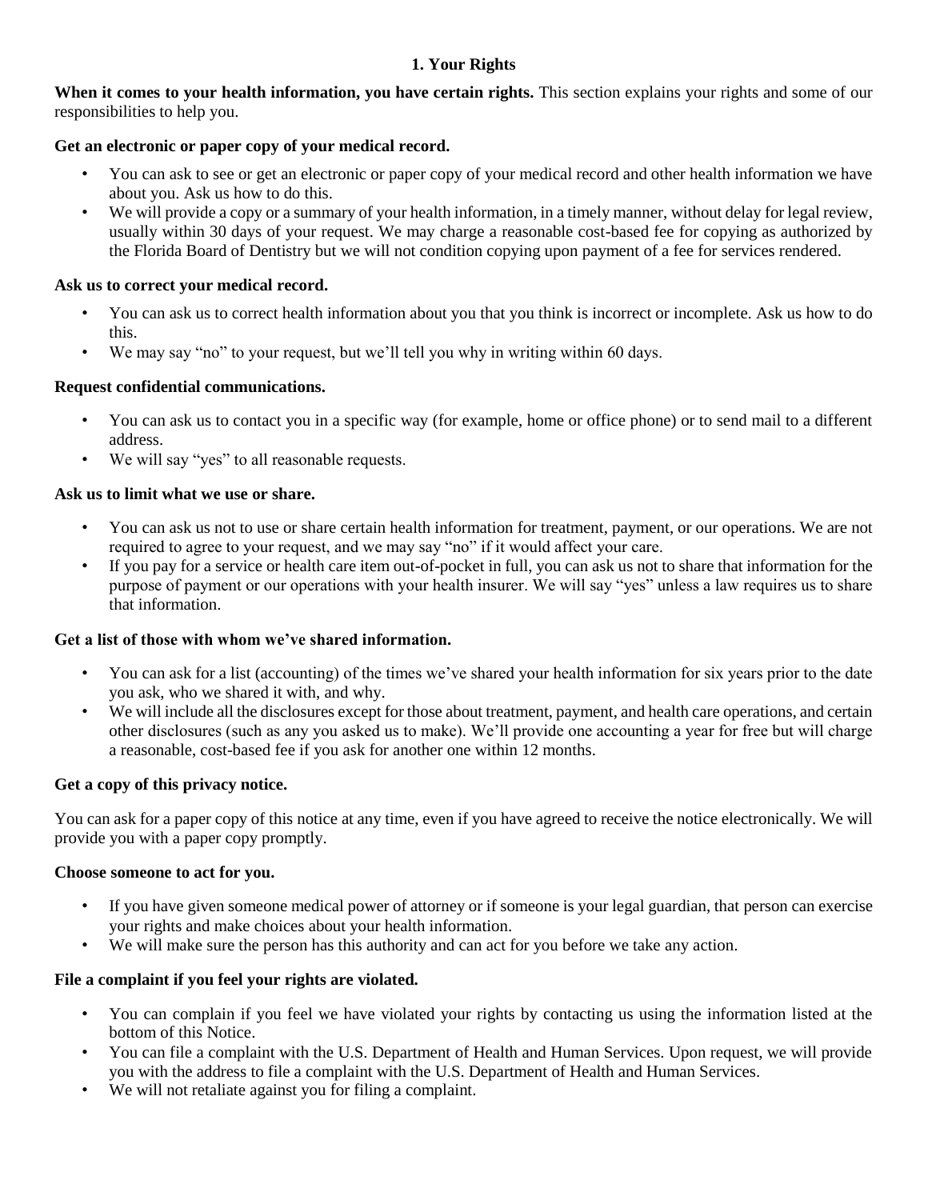## 1. Your Rights

**When it comes to your health information, you have certain rights.** This section explains your rights and some of our responsibilities to help you.

**Get an electronic or paper copy of your medical record.**

- You can ask to see or get an electronic or paper copy of your medical record and other health information we have about you. Ask us how to do this.
- We will provide a copy or a summary of your health information, in a timely manner, without delay for legal review, usually within 30 days of your request. We may charge a reasonable cost-based fee for copying as authorized by the Florida Board of Dentistry but we will not condition copying upon payment of a fee for services rendered.

**Ask us to correct your medical record.**

- You can ask us to correct health information about you that you think is incorrect or incomplete. Ask us how to do this.
- We may say "no" to your request, but we'll tell you why in writing within 60 days.

**Request confidential communications.**

- You can ask us to contact you in a specific way (for example, home or office phone) or to send mail to a different address.
- We will say "yes" to all reasonable requests.

**Ask us to limit what we use or share.**

- You can ask us not to use or share certain health information for treatment, payment, or our operations. We are not required to agree to your request, and we may say "no" if it would affect your care.
- If you pay for a service or health care item out-of-pocket in full, you can ask us not to share that information for the purpose of payment or our operations with your health insurer. We will say "yes" unless a law requires us to share that information.

**Get a list of those with whom we've shared information.**

- You can ask for a list (accounting) of the times we've shared your health information for six years prior to the date you ask, who we shared it with, and why.
- We will include all the disclosures except for those about treatment, payment, and health care operations, and certain other disclosures (such as any you asked us to make). We'll provide one accounting a year for free but will charge a reasonable, cost-based fee if you ask for another one within 12 months.

**Get a copy of this privacy notice.**

You can ask for a paper copy of this notice at any time, even if you have agreed to receive the notice electronically. We will provide you with a paper copy promptly.

**Choose someone to act for you.**

- If you have given someone medical power of attorney or if someone is your legal guardian, that person can exercise your rights and make choices about your health information.
- We will make sure the person has this authority and can act for you before we take any action.

**File a complaint if you feel your rights are violated.**

- You can complain if you feel we have violated your rights by contacting us using the information listed at the bottom of this Notice.
- You can file a complaint with the U.S. Department of Health and Human Services. Upon request, we will provide you with the address to file a complaint with the U.S. Department of Health and Human Services.
- We will not retaliate against you for filing a complaint.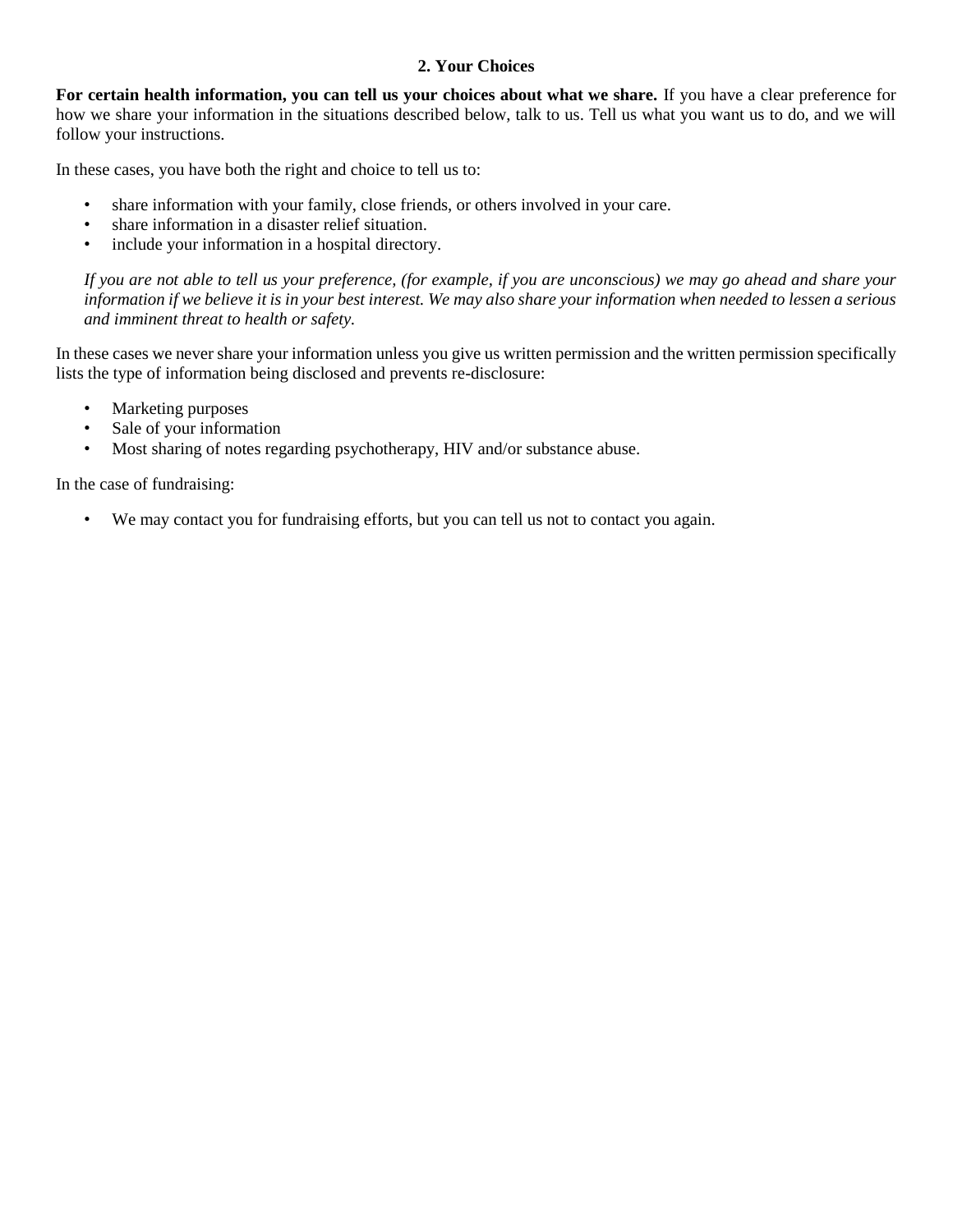## 2. Your Choices

**For certain health information, you can tell us your choices about what we share.** If you have a clear preference for how we share your information in the situations described below, talk to us. Tell us what you want us to do, and we will follow your instructions.

In these cases, you have both the right and choice to tell us to:

- share information with your family, close friends, or others involved in your care.
- share information in a disaster relief situation.
- include your information in a hospital directory.

*If you are not able to tell us your preference, (for example, if you are unconscious) we may go ahead and share your information if we believe it is in your best interest. We may also share your information when needed to lessen a serious and imminent threat to health or safety.*

In these cases we never share your information unless you give us written permission and the written permission specifically lists the type of information being disclosed and prevents re-disclosure:

- Marketing purposes
- Sale of your information
- Most sharing of notes regarding psychotherapy, HIV and/or substance abuse.

In the case of fundraising:

- We may contact you for fundraising efforts, but you can tell us not to contact you again.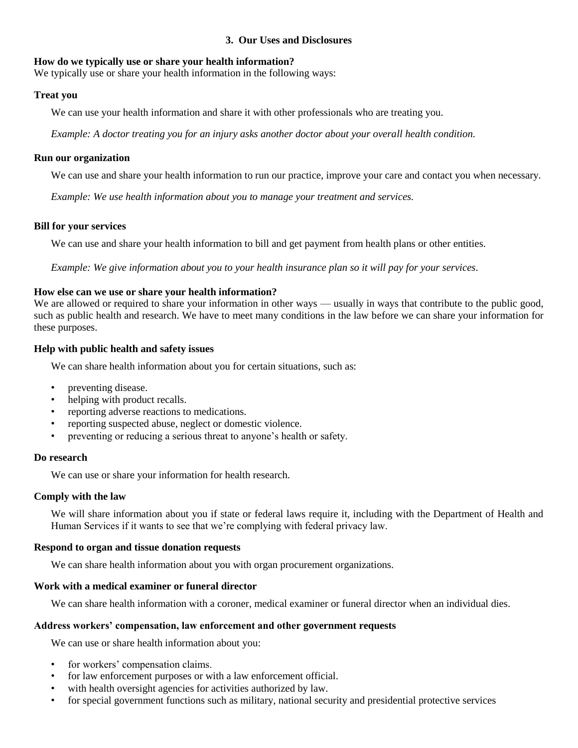## 3. Our Uses and Disclosures

**How do we typically use or share your health information?**
We typically use or share your health information in the following ways:

**Treat you**

We can use your health information and share it with other professionals who are treating you.

*Example: A doctor treating you for an injury asks another doctor about your overall health condition.*

**Run our organization**

We can use and share your health information to run our practice, improve your care and contact you when necessary.

*Example: We use health information about you to manage your treatment and services.*

**Bill for your services**

We can use and share your health information to bill and get payment from health plans or other entities.

*Example: We give information about you to your health insurance plan so it will pay for your services.*

**How else can we use or share your health information?**
We are allowed or required to share your information in other ways — usually in ways that contribute to the public good, such as public health and research. We have to meet many conditions in the law before we can share your information for these purposes.

**Help with public health and safety issues**

We can share health information about you for certain situations, such as:

- preventing disease.
- helping with product recalls.
- reporting adverse reactions to medications.
- reporting suspected abuse, neglect or domestic violence.
- preventing or reducing a serious threat to anyone's health or safety.

**Do research**

We can use or share your information for health research.

**Comply with the law**

We will share information about you if state or federal laws require it, including with the Department of Health and Human Services if it wants to see that we're complying with federal privacy law.

**Respond to organ and tissue donation requests**

We can share health information about you with organ procurement organizations.

**Work with a medical examiner or funeral director**

We can share health information with a coroner, medical examiner or funeral director when an individual dies.

**Address workers' compensation, law enforcement and other government requests**

We can use or share health information about you:

- for workers' compensation claims.
- for law enforcement purposes or with a law enforcement official.
- with health oversight agencies for activities authorized by law.
- for special government functions such as military, national security and presidential protective services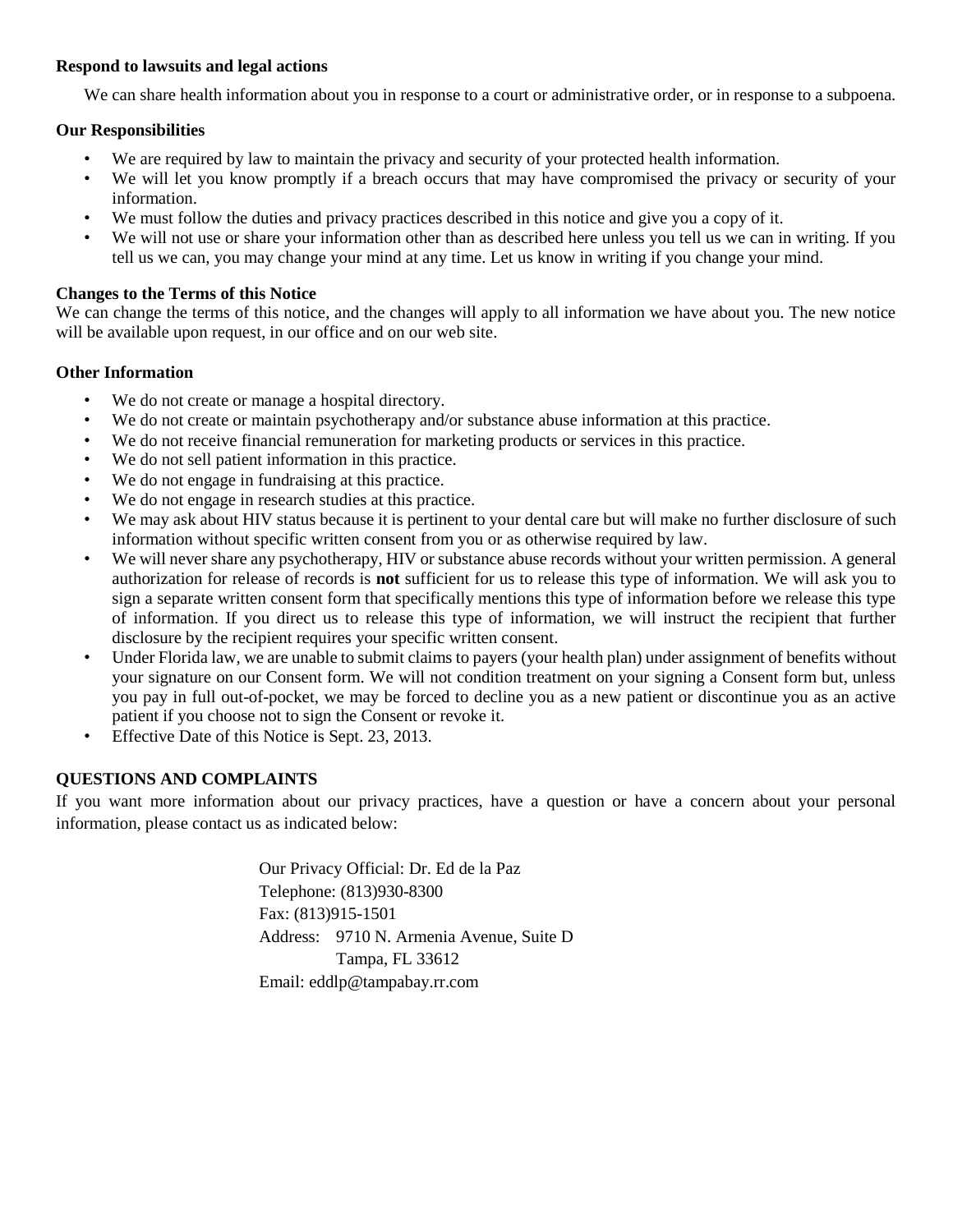**Respond to lawsuits and legal actions**

We can share health information about you in response to a court or administrative order, or in response to a subpoena.

**Our Responsibilities**

- We are required by law to maintain the privacy and security of your protected health information.
- We will let you know promptly if a breach occurs that may have compromised the privacy or security of your information.
- We must follow the duties and privacy practices described in this notice and give you a copy of it.
- We will not use or share your information other than as described here unless you tell us we can in writing. If you tell us we can, you may change your mind at any time. Let us know in writing if you change your mind.

**Changes to the Terms of this Notice**

We can change the terms of this notice, and the changes will apply to all information we have about you. The new notice will be available upon request, in our office and on our web site.

**Other Information**

- We do not create or manage a hospital directory.
- We do not create or maintain psychotherapy and/or substance abuse information at this practice.
- We do not receive financial remuneration for marketing products or services in this practice.
- We do not sell patient information in this practice.
- We do not engage in fundraising at this practice.
- We do not engage in research studies at this practice.
- We may ask about HIV status because it is pertinent to your dental care but will make no further disclosure of such information without specific written consent from you or as otherwise required by law.
- We will never share any psychotherapy, HIV or substance abuse records without your written permission. A general authorization for release of records is **not** sufficient for us to release this type of information. We will ask you to sign a separate written consent form that specifically mentions this type of information before we release this type of information. If you direct us to release this type of information, we will instruct the recipient that further disclosure by the recipient requires your specific written consent.
- Under Florida law, we are unable to submit claims to payers (your health plan) under assignment of benefits without your signature on our Consent form. We will not condition treatment on your signing a Consent form but, unless you pay in full out-of-pocket, we may be forced to decline you as a new patient or discontinue you as an active patient if you choose not to sign the Consent or revoke it.
- Effective Date of this Notice is Sept. 23, 2013.

**QUESTIONS AND COMPLAINTS**

If you want more information about our privacy practices, have a question or have a concern about your personal information, please contact us as indicated below:

Our Privacy Official: Dr. Ed de la Paz
Telephone: (813)930-8300
Fax: (813)915-1501
Address: 9710 N. Armenia Avenue, Suite D
Tampa, FL 33612
Email: eddlp@tampabay.rr.com